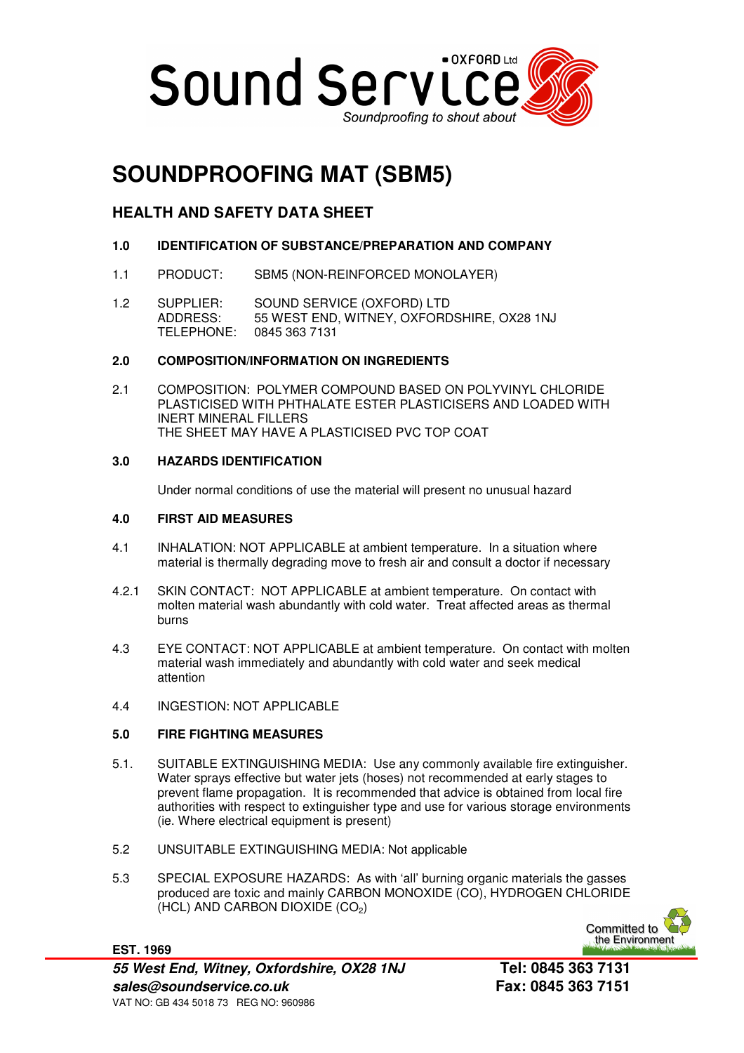Sound Service OXFORD Ltd
Soundproofing to shout about

# SOUNDPROOFING MAT (SBM5)

## HEALTH AND SAFETY DATA SHEET

### 1.0 IDENTIFICATION OF SUBSTANCE/PREPARATION AND COMPANY

1.1 PRODUCT: SBM5 (NON-REINFORCED MONOLAYER)

1.2 SUPPLIER: SOUND SERVICE (OXFORD) LTD
ADDRESS: 55 WEST END, WITNEY, OXFORDSHIRE, OX28 1NJ
TELEPHONE: 0845 363 7131

### 2.0 COMPOSITION/INFORMATION ON INGREDIENTS

2.1 COMPOSITION: POLYMER COMPOUND BASED ON POLYVINYL CHLORIDE PLASTICISED WITH PHTHALATE ESTER PLASTICISERS AND LOADED WITH INERT MINERAL FILLERS
THE SHEET MAY HAVE A PLASTICISED PVC TOP COAT

### 3.0 HAZARDS IDENTIFICATION

Under normal conditions of use the material will present no unusual hazard

### 4.0 FIRST AID MEASURES

4.1 INHALATION: NOT APPLICABLE at ambient temperature. In a situation where material is thermally degrading move to fresh air and consult a doctor if necessary

4.2.1 SKIN CONTACT: NOT APPLICABLE at ambient temperature. On contact with molten material wash abundantly with cold water. Treat affected areas as thermal burns

4.3 EYE CONTACT: NOT APPLICABLE at ambient temperature. On contact with molten material wash immediately and abundantly with cold water and seek medical attention

4.4 INGESTION: NOT APPLICABLE

### 5.0 FIRE FIGHTING MEASURES

5.1. SUITABLE EXTINGUISHING MEDIA: Use any commonly available fire extinguisher. Water sprays effective but water jets (hoses) not recommended at early stages to prevent flame propagation. It is recommended that advice is obtained from local fire authorities with respect to extinguisher type and use for various storage environments (ie. Where electrical equipment is present)

5.2 UNSUITABLE EXTINGUISHING MEDIA: Not applicable

5.3 SPECIAL EXPOSURE HAZARDS: As with 'all' burning organic materials the gasses produced are toxic and mainly CARBON MONOXIDE (CO), HYDROGEN CHLORIDE (HCL) AND CARBON DIOXIDE ($CO_2$)

Committed to the Environment

**EST. 1969**

***55 West End, Witney, Oxfordshire, OX28 1NJ***
***sales@soundservice.co.uk***
VAT NO: GB 434 5018 73 REG NO: 960986

**Tel: 0845 363 7131**
**Fax: 0845 363 7151**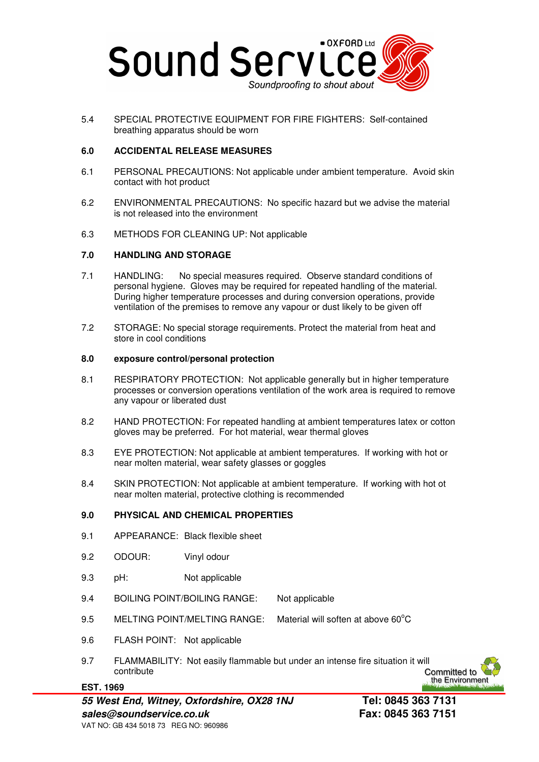5.4 SPECIAL PROTECTIVE EQUIPMENT FOR FIRE FIGHTERS: Self-contained breathing apparatus should be worn

**6.0 ACCIDENTAL RELEASE MEASURES**

6.1 PERSONAL PRECAUTIONS: Not applicable under ambient temperature. Avoid skin contact with hot product

6.2 ENVIRONMENTAL PRECAUTIONS: No specific hazard but we advise the material is not released into the environment

6.3 METHODS FOR CLEANING UP: Not applicable

**7.0 HANDLING AND STORAGE**

7.1 HANDLING: No special measures required. Observe standard conditions of personal hygiene. Gloves may be required for repeated handling of the material. During higher temperature processes and during conversion operations, provide ventilation of the premises to remove any vapour or dust likely to be given off

7.2 STORAGE: No special storage requirements. Protect the material from heat and store in cool conditions

**8.0 exposure control/personal protection**

8.1 RESPIRATORY PROTECTION: Not applicable generally but in higher temperature processes or conversion operations ventilation of the work area is required to remove any vapour or liberated dust

8.2 HAND PROTECTION: For repeated handling at ambient temperatures latex or cotton gloves may be preferred. For hot material, wear thermal gloves

8.3 EYE PROTECTION: Not applicable at ambient temperatures. If working with hot or near molten material, wear safety glasses or goggles

8.4 SKIN PROTECTION: Not applicable at ambient temperature. If working with hot ot near molten material, protective clothing is recommended

**9.0 PHYSICAL AND CHEMICAL PROPERTIES**

9.1 APPEARANCE: Black flexible sheet

9.2 ODOUR: Vinyl odour

9.3 pH: Not applicable

9.4 BOILING POINT/BOILING RANGE: Not applicable

9.5 MELTING POINT/MELTING RANGE: Material will soften at above 60°C

9.6 FLASH POINT: Not applicable

9.7 FLAMMABILITY: Not easily flammable but under an intense fire situation it will contribute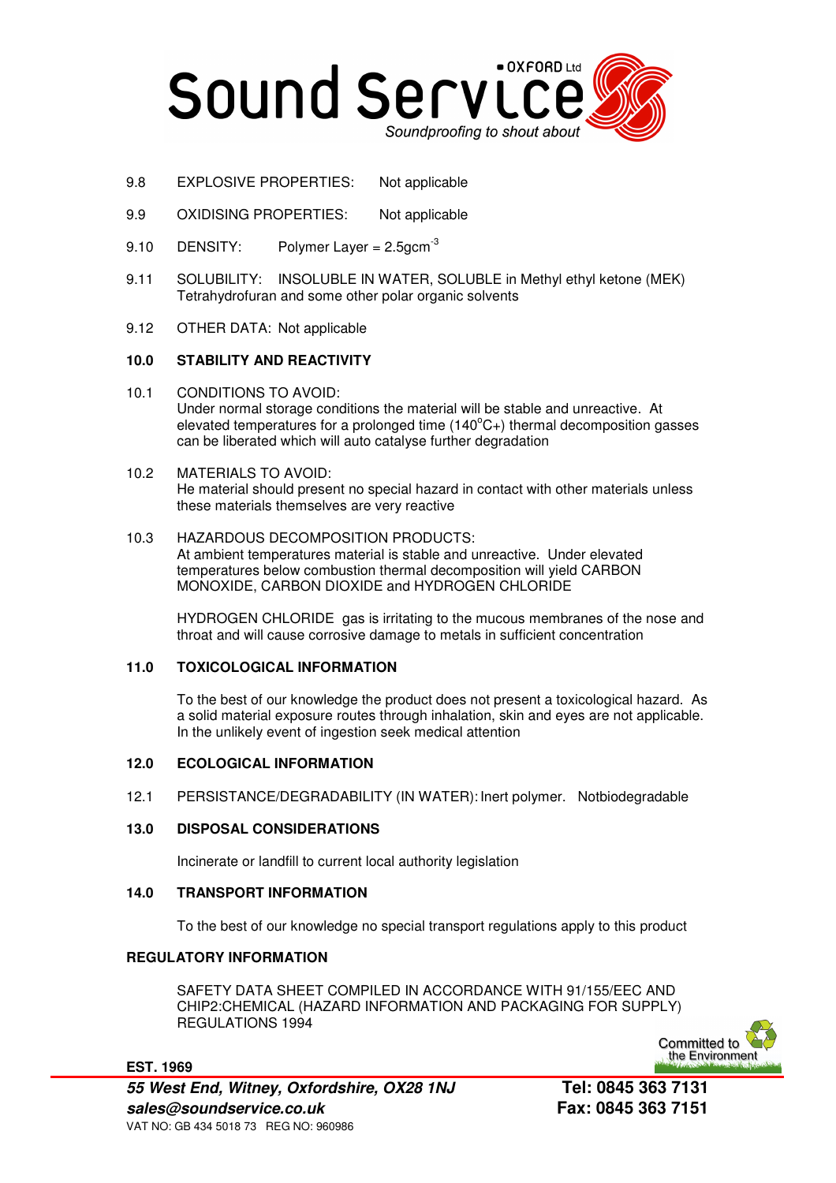9.8 EXPLOSIVE PROPERTIES: Not applicable

9.9 OXIDISING PROPERTIES: Not applicable

9.10 DENSITY: Polymer Layer = $2.5gcm^{-3}$

9.11 SOLUBILITY: INSOLUBLE IN WATER, SOLUBLE in Methyl ethyl ketone (MEK) Tetrahydrofuran and some other polar organic solvents

9.12 OTHER DATA: Not applicable

## 10.0 STABILITY AND REACTIVITY

10.1 CONDITIONS TO AVOID:
Under normal storage conditions the material will be stable and unreactive. At elevated temperatures for a prolonged time ($140^oC$+) thermal decomposition gasses can be liberated which will auto catalyse further degradation

10.2 MATERIALS TO AVOID:
He material should present no special hazard in contact with other materials unless these materials themselves are very reactive

10.3 HAZARDOUS DECOMPOSITION PRODUCTS:
At ambient temperatures material is stable and unreactive. Under elevated temperatures below combustion thermal decomposition will yield CARBON MONOXIDE, CARBON DIOXIDE and HYDROGEN CHLORIDE

HYDROGEN CHLORIDE gas is irritating to the mucous membranes of the nose and throat and will cause corrosive damage to metals in sufficient concentration

## 11.0 TOXICOLOGICAL INFORMATION

To the best of our knowledge the product does not present a toxicological hazard. As a solid material exposure routes through inhalation, skin and eyes are not applicable. In the unlikely event of ingestion seek medical attention

## 12.0 ECOLOGICAL INFORMATION

12.1 PERSISTANCE/DEGRADABILITY (IN WATER): Inert polymer. Notbiodegradable

## 13.0 DISPOSAL CONSIDERATIONS

Incinerate or landfill to current local authority legislation

## 14.0 TRANSPORT INFORMATION

To the best of our knowledge no special transport regulations apply to this product

## REGULATORY INFORMATION

SAFETY DATA SHEET COMPILED IN ACCORDANCE WITH 91/155/EEC AND CHIP2:CHEMICAL (HAZARD INFORMATION AND PACKAGING FOR SUPPLY) REGULATIONS 1994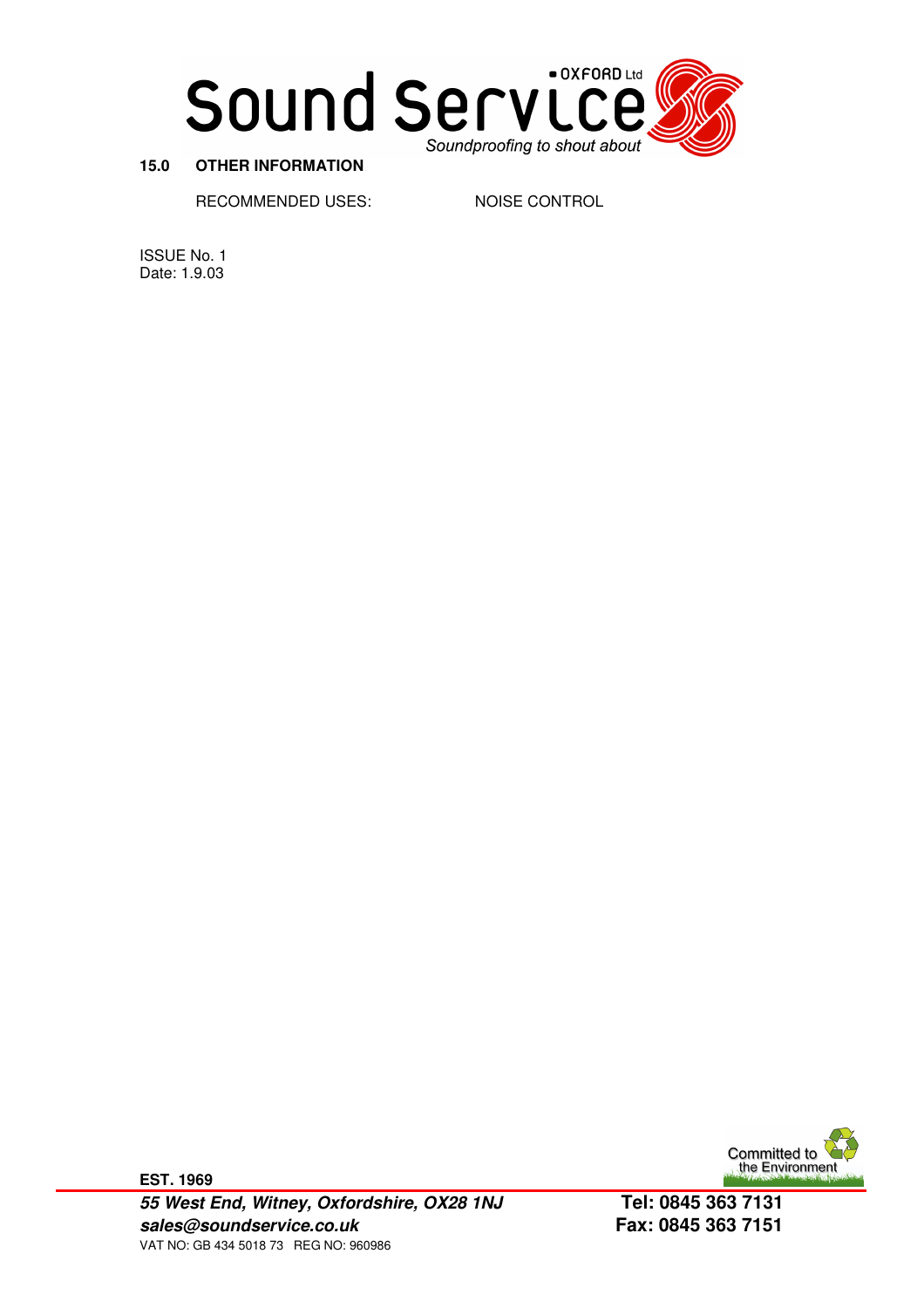## 15.0 OTHER INFORMATION

RECOMMENDED USES: NOISE CONTROL

ISSUE No. 1
Date: 1.9.03